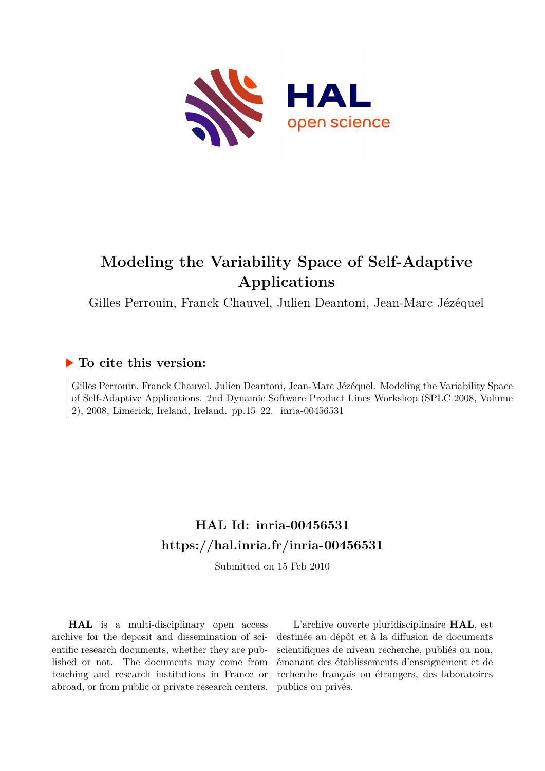# Modeling the Variability Space of Self-Adaptive Applications

Gilles Perrouin, Franck Chauvel, Julien Deantoni, Jean-Marc Jézéquel

## ▶ To cite this version:

Gilles Perrouin, Franck Chauvel, Julien Deantoni, Jean-Marc Jézéquel. Modeling the Variability Space of Self-Adaptive Applications. 2nd Dynamic Software Product Lines Workshop (SPLC 2008, Volume 2), 2008, Limerick, Ireland, Ireland. pp.15–22. inria-00456531

## HAL Id: inria-00456531
## https://hal.inria.fr/inria-00456531

Submitted on 15 Feb 2010

**HAL** is a multi-disciplinary open access archive for the deposit and dissemination of scientific research documents, whether they are published or not. The documents may come from teaching and research institutions in France or abroad, or from public or private research centers.

L'archive ouverte pluridisciplinaire **HAL**, est destinée au dépôt et à la diffusion de documents scientifiques de niveau recherche, publiés ou non, émanant des établissements d'enseignement et de recherche français ou étrangers, des laboratoires publics ou privés.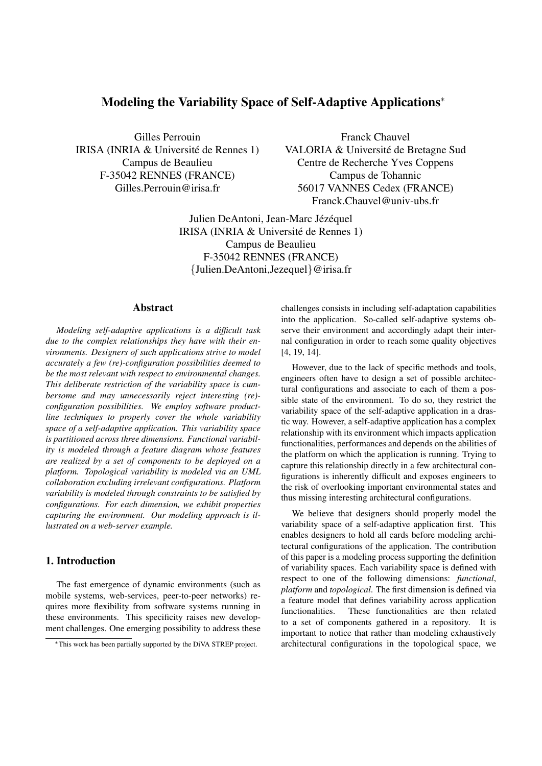# Modeling the Variability Space of Self-Adaptive Applications*

Gilles Perrouin
IRISA (INRIA & Université de Rennes 1)
Campus de Beaulieu
F-35042 RENNES (FRANCE)
Gilles.Perrouin@irisa.fr

Franck Chauvel
VALORIA & Université de Bretagne Sud
Centre de Recherche Yves Coppens
Campus de Tohannic
56017 VANNES Cedex (FRANCE)
Franck.Chauvel@univ-ubs.fr

Julien DeAntoni, Jean-Marc Jézéquel
IRISA (INRIA & Université de Rennes 1)
Campus de Beaulieu
F-35042 RENNES (FRANCE)
{Julien.DeAntoni,Jezequel}@irisa.fr

## Abstract

*Modeling self-adaptive applications is a difficult task due to the complex relationships they have with their environments. Designers of such applications strive to model accurately a few (re)-configuration possibilities deemed to be the most relevant with respect to environmental changes. This deliberate restriction of the variability space is cumbersome and may unnecessarily reject interesting (re)-configuration possibilities. We employ software product-line techniques to properly cover the whole variability space of a self-adaptive application. This variability space is partitioned across three dimensions. Functional variability is modeled through a feature diagram whose features are realized by a set of components to be deployed on a platform. Topological variability is modeled via an UML collaboration excluding irrelevant configurations. Platform variability is modeled through constraints to be satisfied by configurations. For each dimension, we exhibit properties capturing the environment. Our modeling approach is illustrated on a web-server example.*

## 1. Introduction

The fast emergence of dynamic environments (such as mobile systems, web-services, peer-to-peer networks) requires more flexibility from software systems running in these environments. This specificity raises new development challenges. One emerging possibility to address these challenges consists in including self-adaptation capabilities into the application. So-called self-adaptive systems observe their environment and accordingly adapt their internal configuration in order to reach some quality objectives [4, 19, 14].

However, due to the lack of specific methods and tools, engineers often have to design a set of possible architectural configurations and associate to each of them a possible state of the environment. To do so, they restrict the variability space of the self-adaptive application in a drastic way. However, a self-adaptive application has a complex relationship with its environment which impacts application functionalities, performances and depends on the abilities of the platform on which the application is running. Trying to capture this relationship directly in a few architectural configurations is inherently difficult and exposes engineers to the risk of overlooking important environmental states and thus missing interesting architectural configurations.

We believe that designers should properly model the variability space of a self-adaptive application first. This enables designers to hold all cards before modeling architectural configurations of the application. The contribution of this paper is a modeling process supporting the definition of variability spaces. Each variability space is defined with respect to one of the following dimensions: *functional*, *platform* and *topological*. The first dimension is defined via a feature model that defines variability across application functionalities. These functionalities are then related to a set of components gathered in a repository. It is important to notice that rather than modeling exhaustively architectural configurations in the topological space, we

*This work has been partially supported by the DiVA STREP project.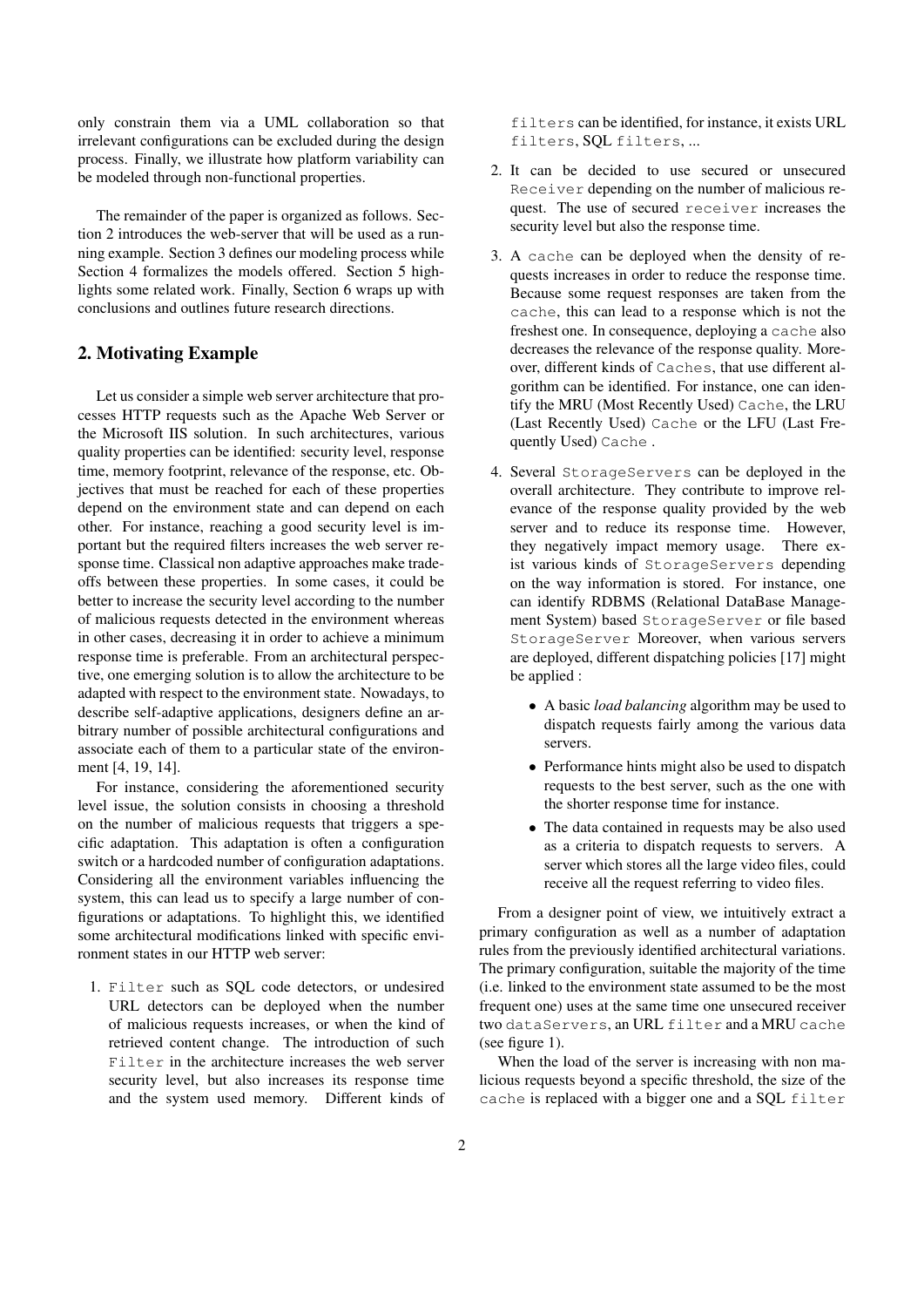only constrain them via a UML collaboration so that irrelevant configurations can be excluded during the design process. Finally, we illustrate how platform variability can be modeled through non-functional properties.

The remainder of the paper is organized as follows. Section 2 introduces the web-server that will be used as a running example. Section 3 defines our modeling process while Section 4 formalizes the models offered. Section 5 highlights some related work. Finally, Section 6 wraps up with conclusions and outlines future research directions.

## 2. Motivating Example

Let us consider a simple web server architecture that processes HTTP requests such as the Apache Web Server or the Microsoft IIS solution. In such architectures, various quality properties can be identified: security level, response time, memory footprint, relevance of the response, etc. Objectives that must be reached for each of these properties depend on the environment state and can depend on each other. For instance, reaching a good security level is important but the required filters increases the web server response time. Classical non adaptive approaches make tradeoffs between these properties. In some cases, it could be better to increase the security level according to the number of malicious requests detected in the environment whereas in other cases, decreasing it in order to achieve a minimum response time is preferable. From an architectural perspective, one emerging solution is to allow the architecture to be adapted with respect to the environment state. Nowadays, to describe self-adaptive applications, designers define an arbitrary number of possible architectural configurations and associate each of them to a particular state of the environment [4, 19, 14].

For instance, considering the aforementioned security level issue, the solution consists in choosing a threshold on the number of malicious requests that triggers a specific adaptation. This adaptation is often a configuration switch or a hardcoded number of configuration adaptations. Considering all the environment variables influencing the system, this can lead us to specify a large number of configurations or adaptations. To highlight this, we identified some architectural modifications linked with specific environment states in our HTTP web server:

1. `Filter` such as SQL code detectors, or undesired URL detectors can be deployed when the number of malicious requests increases, or when the kind of retrieved content change. The introduction of such `Filter` in the architecture increases the web server security level, but also increases its response time and the system used memory. Different kinds of `filters` can be identified, for instance, it exists URL `filters`, SQL `filters`, ...
2. It can be decided to use secured or unsecured `Receiver` depending on the number of malicious request. The use of secured `receiver` increases the security level but also the response time.
3. A `cache` can be deployed when the density of requests increases in order to reduce the response time. Because some request responses are taken from the `cache`, this can lead to a response which is not the freshest one. In consequence, deploying a `cache` also decreases the relevance of the response quality. Moreover, different kinds of `Caches`, that use different algorithm can be identified. For instance, one can identify the MRU (Most Recently Used) `Cache`, the LRU (Last Recently Used) `Cache` or the LFU (Last Frequently Used) `Cache` .
4. Several `StorageServers` can be deployed in the overall architecture. They contribute to improve relevance of the response quality provided by the web server and to reduce its response time. However, they negatively impact memory usage. There exist various kinds of `StorageServers` depending on the way information is stored. For instance, one can identify RDBMS (Relational DataBase Management System) based `StorageServer` or file based `StorageServer` Moreover, when various servers are deployed, different dispatching policies [17] might be applied :
   - A basic *load balancing* algorithm may be used to dispatch requests fairly among the various data servers.
   - Performance hints might also be used to dispatch requests to the best server, such as the one with the shorter response time for instance.
   - The data contained in requests may be also used as a criteria to dispatch requests to servers. A server which stores all the large video files, could receive all the request referring to video files.

From a designer point of view, we intuitively extract a primary configuration as well as a number of adaptation rules from the previously identified architectural variations. The primary configuration, suitable the majority of the time (i.e. linked to the environment state assumed to be the most frequent one) uses at the same time one unsecured receiver two `dataServers`, an URL `filter` and a MRU `cache` (see figure 1).

When the load of the server is increasing with non malicious requests beyond a specific threshold, the size of the `cache` is replaced with a bigger one and a SQL `filter`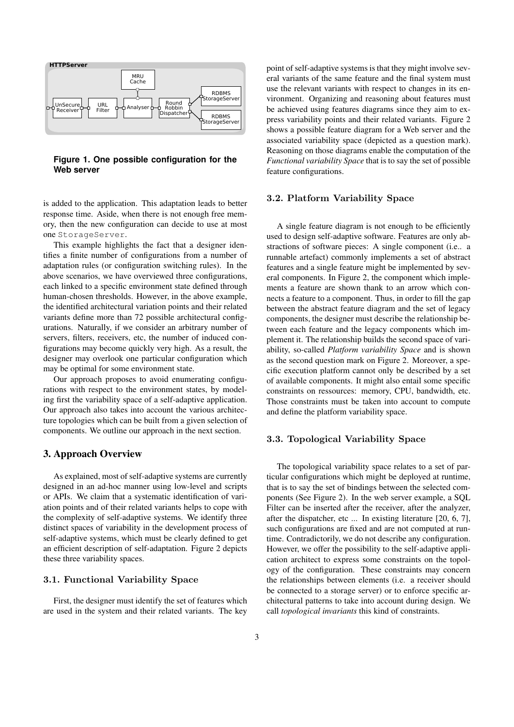**Figure 1. One possible configuration for the Web server**

is added to the application. This adaptation leads to better response time. Aside, when there is not enough free memory, then the new configuration can decide to use at most one `StorageServer`.

This example highlights the fact that a designer identifies a finite number of configurations from a number of adaptation rules (or configuration switching rules). In the above scenarios, we have overviewed three configurations, each linked to a specific environment state defined through human-chosen thresholds. However, in the above example, the identified architectural variation points and their related variants define more than 72 possible architectural configurations. Naturally, if we consider an arbitrary number of servers, filters, receivers, etc, the number of induced configurations may become quickly very high. As a result, the designer may overlook one particular configuration which may be optimal for some environment state.

Our approach proposes to avoid enumerating configurations with respect to the environment states, by modeling first the variability space of a self-adaptive application. Our approach also takes into account the various architecture topologies which can be built from a given selection of components. We outline our approach in the next section.

# 3. Approach Overview

As explained, most of self-adaptive systems are currently designed in an ad-hoc manner using low-level and scripts or APIs. We claim that a systematic identification of variation points and of their related variants helps to cope with the complexity of self-adaptive systems. We identify three distinct spaces of variability in the development process of self-adaptive systems, which must be clearly defined to get an efficient description of self-adaptation. Figure 2 depicts these three variability spaces.

## 3.1. Functional Variability Space

First, the designer must identify the set of features which are used in the system and their related variants. The key point of self-adaptive systems is that they might involve several variants of the same feature and the final system must use the relevant variants with respect to changes in its environment. Organizing and reasoning about features must be achieved using features diagrams since they aim to express variability points and their related variants. Figure 2 shows a possible feature diagram for a Web server and the associated variability space (depicted as a question mark). Reasoning on those diagrams enable the computation of the *Functional variability Space* that is to say the set of possible feature configurations.

## 3.2. Platform Variability Space

A single feature diagram is not enough to be efficiently used to design self-adaptive software. Features are only abstractions of software pieces: A single component (i.e.. a runnable artefact) commonly implements a set of abstract features and a single feature might be implemented by several components. In Figure 2, the component which implements a feature are shown thank to an arrow which connects a feature to a component. Thus, in order to fill the gap between the abstract feature diagram and the set of legacy components, the designer must describe the relationship between each feature and the legacy components which implement it. The relationship builds the second space of variability, so-called *Platform variability Space* and is shown as the second question mark on Figure 2. Moreover, a specific execution platform cannot only be described by a set of available components. It might also entail some specific constraints on ressources: memory, CPU, bandwidth, etc. Those constraints must be taken into account to compute and define the platform variability space.

## 3.3. Topological Variability Space

The topological variability space relates to a set of particular configurations which might be deployed at runtime, that is to say the set of bindings between the selected components (See Figure 2). In the web server example, a SQL Filter can be inserted after the receiver, after the analyzer, after the dispatcher, etc ... In existing literature [20, 6, 7], such configurations are fixed and are not computed at runtime. Contradictorily, we do not describe any configuration. However, we offer the possibility to the self-adaptive application architect to express some constraints on the topology of the configuration. These constraints may concern the relationships between elements (i.e. a receiver should be connected to a storage server) or to enforce specific architectural patterns to take into account during design. We call *topological invariants* this kind of constraints.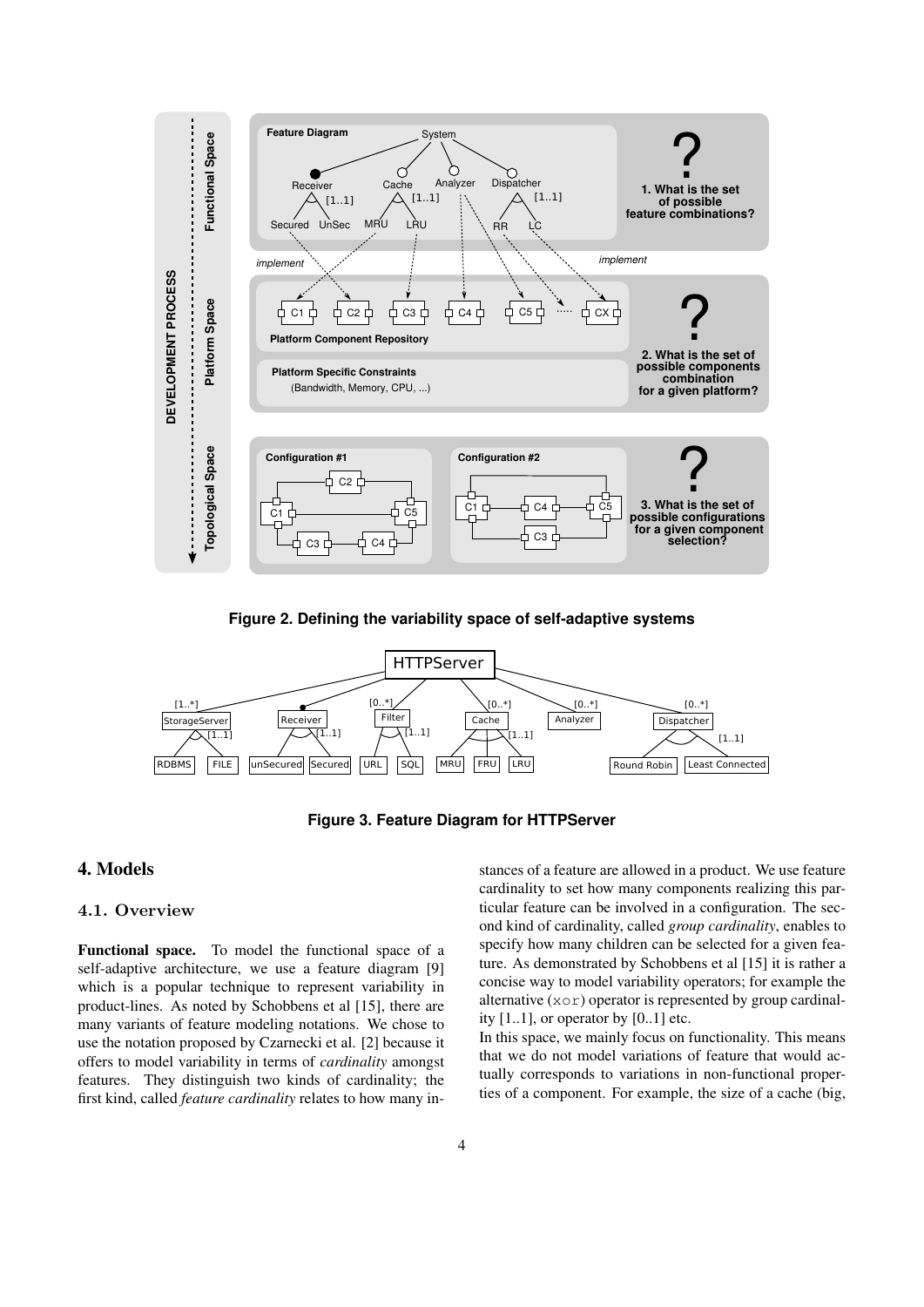Figure 2. Defining the variability space of self-adaptive systems

Figure 3. Feature Diagram for HTTPServer

## 4. Models

### 4.1. Overview

**Functional space.** To model the functional space of a self-adaptive architecture, we use a feature diagram [9] which is a popular technique to represent variability in product-lines. As noted by Schobbens et al [15], there are many variants of feature modeling notations. We chose to use the notation proposed by Czarnecki et al. [2] because it offers to model variability in terms of *cardinality* amongst features. They distinguish two kinds of cardinality; the first kind, called *feature cardinality* relates to how many instances of a feature are allowed in a product. We use feature cardinality to set how many components realizing this particular feature can be involved in a configuration. The second kind of cardinality, called *group cardinality*, enables to specify how many children can be selected for a given feature. As demonstrated by Schobbens et al [15] it is rather a concise way to model variability operators; for example the alternative (`xor`) operator is represented by group cardinality [1..1], or operator by [0..1] etc.

In this space, we mainly focus on functionality. This means that we do not model variations of feature that would actually corresponds to variations in non-functional properties of a component. For example, the size of a cache (big,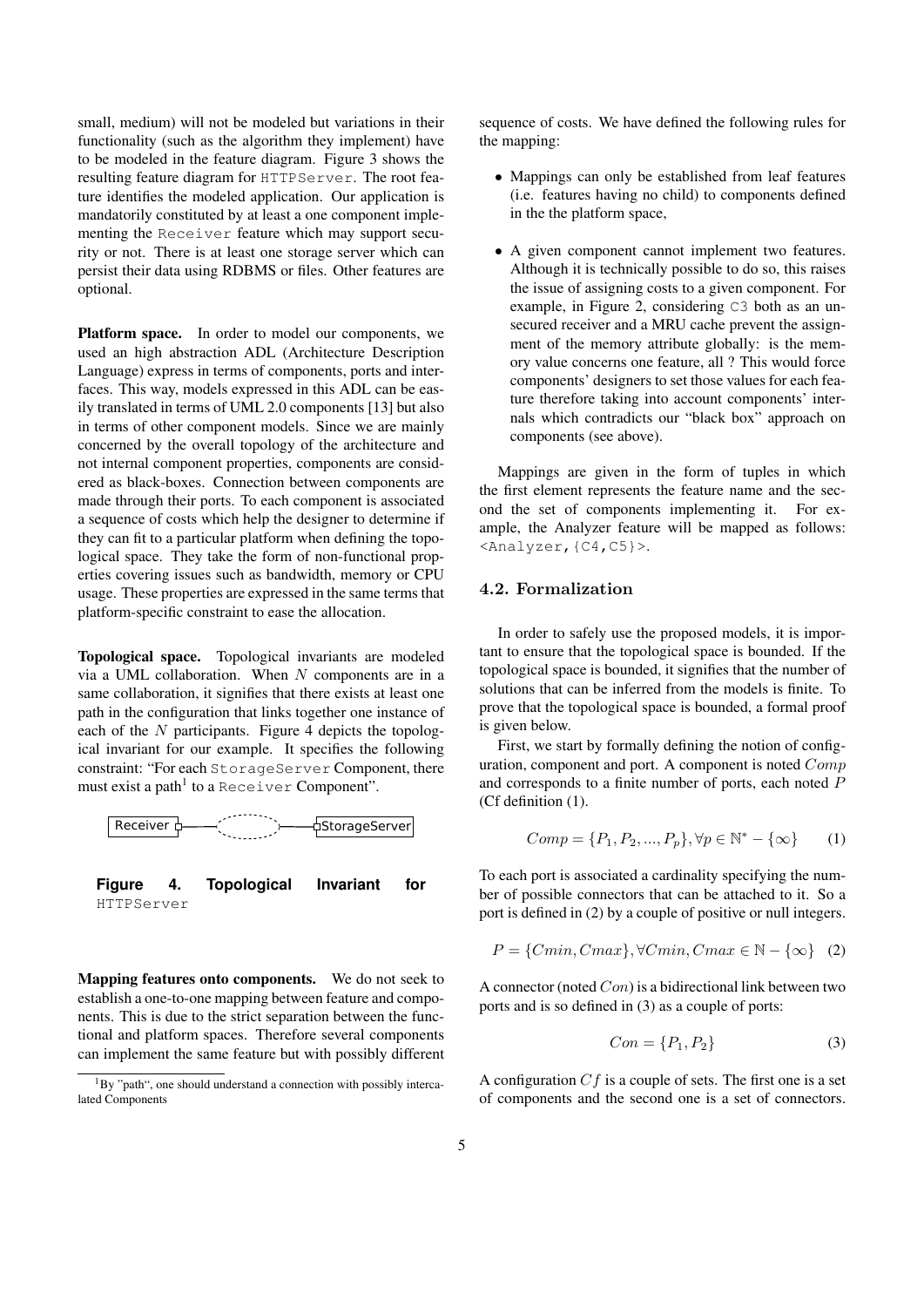small, medium) will not be modeled but variations in their functionality (such as the algorithm they implement) have to be modeled in the feature diagram. Figure 3 shows the resulting feature diagram for `HTTPServer`. The root feature identifies the modeled application. Our application is mandatorily constituted by at least a one component implementing the `Receiver` feature which may support security or not. There is at least one storage server which can persist their data using RDBMS or files. Other features are optional.

**Platform space.** In order to model our components, we used an high abstraction ADL (Architecture Description Language) express in terms of components, ports and interfaces. This way, models expressed in this ADL can be easily translated in terms of UML 2.0 components [13] but also in terms of other component models. Since we are mainly concerned by the overall topology of the architecture and not internal component properties, components are considered as black-boxes. Connection between components are made through their ports. To each component is associated a sequence of costs which help the designer to determine if they can fit to a particular platform when defining the topological space. They take the form of non-functional properties covering issues such as bandwidth, memory or CPU usage. These properties are expressed in the same terms that platform-specific constraint to ease the allocation.

**Topological space.** Topological invariants are modeled via a UML collaboration. When $N$ components are in a same collaboration, it signifies that there exists at least one path in the configuration that links together one instance of each of the $N$ participants. Figure 4 depicts the topological invariant for our example. It specifies the following constraint: "For each `StorageServer` Component, there must exist a path[1] to a `Receiver` Component".

Receiver — StorageServer

**Figure 4. Topological Invariant for** `HTTPServer`

**Mapping features onto components.** We do not seek to establish a one-to-one mapping between feature and components. This is due to the strict separation between the functional and platform spaces. Therefore several components can implement the same feature but with possibly different sequence of costs. We have defined the following rules for the mapping:

- Mappings can only be established from leaf features (i.e. features having no child) to components defined in the the platform space,
- A given component cannot implement two features. Although it is technically possible to do so, this raises the issue of assigning costs to a given component. For example, in Figure 2, considering `C3` both as an unsecured receiver and a MRU cache prevent the assignment of the memory attribute globally: is the memory value concerns one feature, all ? This would force components' designers to set those values for each feature therefore taking into account components' internals which contradicts our "black box" approach on components (see above).

Mappings are given in the form of tuples in which the first element represents the feature name and the second the set of components implementing it. For example, the Analyzer feature will be mapped as follows: `<Analyzer,{C4,C5}>`.

### 4.2. Formalization

In order to safely use the proposed models, it is important to ensure that the topological space is bounded. If the topological space is bounded, it signifies that the number of solutions that can be inferred from the models is finite. To prove that the topological space is bounded, a formal proof is given below.

First, we start by formally defining the notion of configuration, component and port. A component is noted $Comp$ and corresponds to a finite number of ports, each noted $P$ (Cf definition (1).

$$Comp = \{P_1, P_2, ..., P_p\}, \forall p \in \mathbb{N}^* - \{\infty\} \quad (1)$$

To each port is associated a cardinality specifying the number of possible connectors that can be attached to it. So a port is defined in (2) by a couple of positive or null integers.

$$P = \{Cmin, Cmax\}, \forall Cmin, Cmax \in \mathbb{N} - \{\infty\} \quad (2)$$

A connector (noted $Con$) is a bidirectional link between two ports and is so defined in (3) as a couple of ports:

$$Con = \{P_1, P_2\} \quad (3)$$

A configuration $Cf$ is a couple of sets. The first one is a set of components and the second one is a set of connectors.

[1] By "path", one should understand a connection with possibly intercalated Components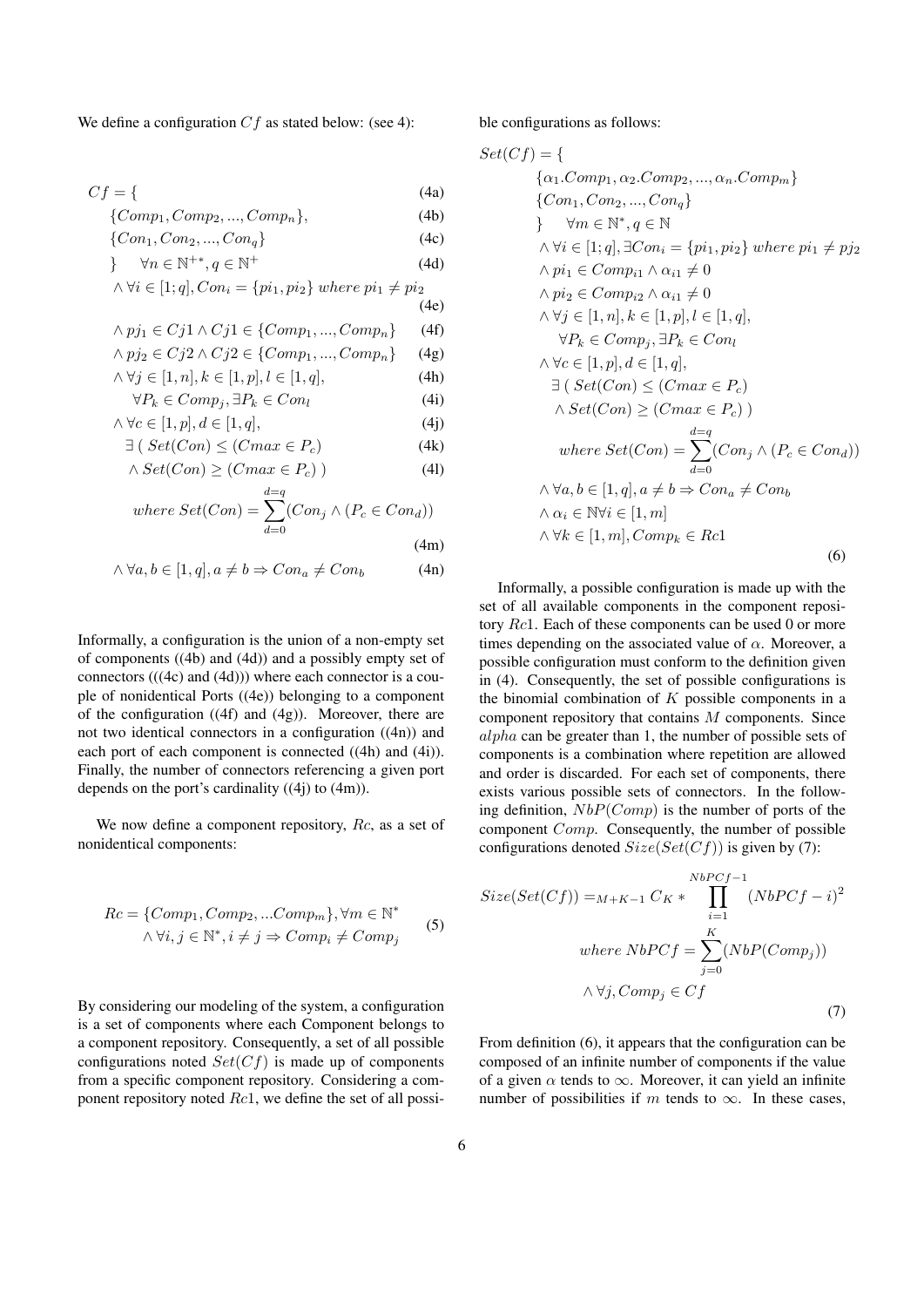We define a configuration $Cf$ as stated below: (see 4):

$$
\begin{aligned}
&Cf = \{ && \text{(4a)}\\
&\quad \{Comp_1, Comp_2, ..., Comp_n\}, && \text{(4b)}\\
&\quad \{Con_1, Con_2, ..., Con_q\} && \text{(4c)}\\
&\quad \} \quad \forall n \in \mathbb{N}^{+*}, q \in \mathbb{N}^{+} && \text{(4d)}\\
&\quad \wedge \forall i \in [1;q], Con_i = \{pi_1, pi_2\} \; where \; pi_1 \neq pi_2 && \text{(4e)}\\
&\quad \wedge pj_1 \in Cj1 \wedge Cj1 \in \{Comp_1, ..., Comp_n\} && \text{(4f)}\\
&\quad \wedge pj_2 \in Cj2 \wedge Cj2 \in \{Comp_1, ..., Comp_n\} && \text{(4g)}\\
&\quad \wedge \forall j \in [1,n], k \in [1,p], l \in [1,q], && \text{(4h)}\\
&\qquad \forall P_k \in Comp_j, \exists P_k \in Con_l && \text{(4i)}\\
&\quad \wedge \forall c \in [1,p], d \in [1,q], && \text{(4j)}\\
&\qquad \exists \; ( \; Set(Con) \leq (Cmax \in P_c) && \text{(4k)}\\
&\qquad \wedge Set(Con) \geq (Cmax \in P_c) \; ) && \text{(4l)}\\
&\qquad where \; Set(Con) = \sum_{d=0}^{d=q} (Con_j \wedge (P_c \in Con_d)) && \text{(4m)}\\
&\quad \wedge \forall a, b \in [1,q], a \neq b \Rightarrow Con_a \neq Con_b && \text{(4n)}
\end{aligned}
$$

Informally, a configuration is the union of a non-empty set of components ((4b) and (4d)) and a possibly empty set of connectors (((4c) and (4d))) where each connector is a couple of nonidentical Ports ((4e)) belonging to a component of the configuration ((4f) and (4g)). Moreover, there are not two identical connectors in a configuration ((4n)) and each port of each component is connected ((4h) and (4i)). Finally, the number of connectors referencing a given port depends on the port's cardinality ((4j) to (4m)).

We now define a component repository, $Rc$, as a set of nonidentical components:

$$
\begin{aligned}
Rc = \{Comp_1, Comp_2, ...Comp_m\}, \forall m \in \mathbb{N}^* \\
\wedge \forall i, j \in \mathbb{N}^*, i \neq j \Rightarrow Comp_i \neq Comp_j
\end{aligned} \tag{5}
$$

By considering our modeling of the system, a configuration is a set of components where each Component belongs to a component repository. Consequently, a set of all possible configurations noted $Set(Cf)$ is made up of components from a specific component repository. Considering a component repository noted $Rc1$, we define the set of all possible configurations as follows:

$$
\begin{aligned}
&Set(Cf) = \{\\
&\quad \{\alpha_1.Comp_1, \alpha_2.Comp_2, ..., \alpha_n.Comp_m\}\\
&\quad \{Con_1, Con_2, ..., Con_q\}\\
&\quad \} \quad \forall m \in \mathbb{N}^*, q \in \mathbb{N}\\
&\quad \wedge \forall i \in [1;q], \exists Con_i = \{pi_1, pi_2\} \; where \; pi_1 \neq pj_2\\
&\quad \wedge pi_1 \in Comp_{i1} \wedge \alpha_{i1} \neq 0\\
&\quad \wedge pi_2 \in Comp_{i2} \wedge \alpha_{i1} \neq 0\\
&\quad \wedge \forall j \in [1,n], k \in [1,p], l \in [1,q],\\
&\qquad \forall P_k \in Comp_j, \exists P_k \in Con_l\\
&\quad \wedge \forall c \in [1,p], d \in [1,q],\\
&\qquad \exists \; ( \; Set(Con) \leq (Cmax \in P_c)\\
&\qquad \wedge Set(Con) \geq (Cmax \in P_c) \; )\\
&\qquad where \; Set(Con) = \sum_{d=0}^{d=q} (Con_j \wedge (P_c \in Con_d))\\
&\quad \wedge \forall a, b \in [1,q], a \neq b \Rightarrow Con_a \neq Con_b\\
&\quad \wedge \alpha_i \in \mathbb{N} \forall i \in [1,m]\\
&\quad \wedge \forall k \in [1,m], Comp_k \in Rc1
\end{aligned} \tag{6}
$$

Informally, a possible configuration is made up with the set of all available components in the component repository $Rc1$. Each of these components can be used 0 or more times depending on the associated value of $\alpha$. Moreover, a possible configuration must conform to the definition given in (4). Consequently, the set of possible configurations is the binomial combination of $K$ possible components in a component repository that contains $M$ components. Since $alpha$ can be greater than 1, the number of possible sets of components is a combination where repetition are allowed and order is discarded. For each set of components, there exists various possible sets of connectors. In the following definition, $NbP(Comp)$ is the number of ports of the component $Comp$. Consequently, the number of possible configurations denoted $Size(Set(Cf))$ is given by (7):

$$
\begin{aligned}
Size(Set(Cf)) = {}_{M+K-1}C_K * \prod_{i=1}^{NbPCf-1} (NbPCf - i)^2 \\
where \; NbPCf = \sum_{j=0}^{K} (NbP(Comp_j)) \\
\wedge \forall j, Comp_j \in Cf
\end{aligned} \tag{7}
$$

From definition (6), it appears that the configuration can be composed of an infinite number of components if the value of a given $\alpha$ tends to $\infty$. Moreover, it can yield an infinite number of possibilities if $m$ tends to $\infty$. In these cases,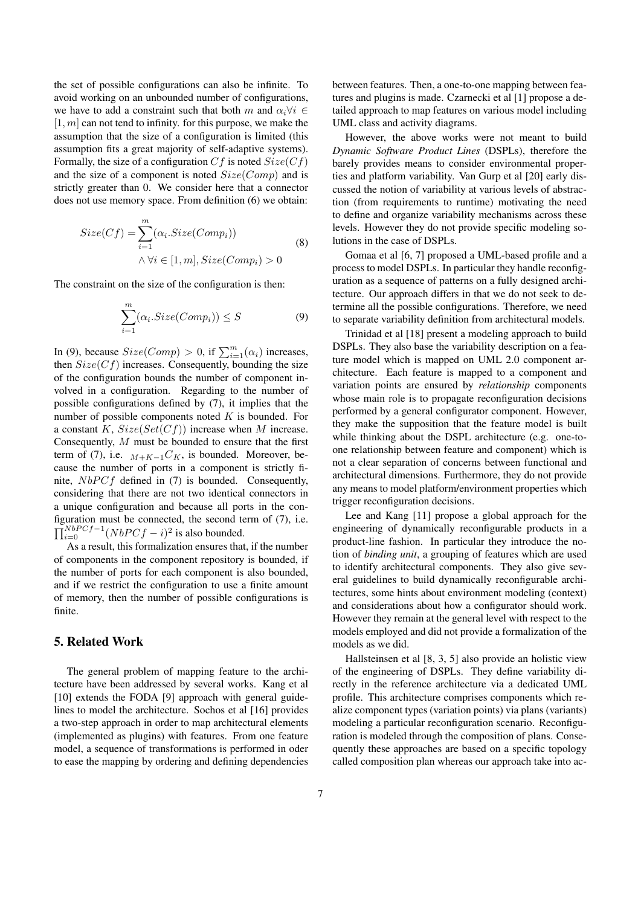the set of possible configurations can also be infinite. To avoid working on an unbounded number of configurations, we have to add a constraint such that both $m$ and $\alpha_i \forall i \in [1, m]$ can not tend to infinity. for this purpose, we make the assumption that the size of a configuration is limited (this assumption fits a great majority of self-adaptive systems). Formally, the size of a configuration $Cf$ is noted $Size(Cf)$ and the size of a component is noted $Size(Comp)$ and is strictly greater than 0. We consider here that a connector does not use memory space. From definition (6) we obtain:

$$Size(Cf) = \sum_{i=1}^{m} (\alpha_i.Size(Comp_i)) \\ \wedge \forall i \in [1, m], Size(Comp_i) > 0 \tag{8}$$

The constraint on the size of the configuration is then:

$$\sum_{i=1}^{m} (\alpha_i.Size(Comp_i)) \leq S \tag{9}$$

In (9), because $Size(Comp) > 0$, if $\sum_{i=1}^{m}(\alpha_i)$ increases, then $Size(Cf)$ increases. Consequently, bounding the size of the configuration bounds the number of component involved in a configuration. Regarding to the number of possible configurations defined by (7), it implies that the number of possible components noted $K$ is bounded. For a constant $K$, $Size(Set(Cf))$ increase when $M$ increase. Consequently, $M$ must be bounded to ensure that the first term of (7), i.e. ${}_{M+K-1}C_K$, is bounded. Moreover, because the number of ports in a component is strictly finite, $NbPCf$ defined in (7) is bounded. Consequently, considering that there are not two identical connectors in a unique configuration and because all ports in the configuration must be connected, the second term of (7), i.e. $\prod_{i=0}^{NbPCf-1}(NbPCf - i)^2$ is also bounded.

As a result, this formalization ensures that, if the number of components in the component repository is bounded, if the number of ports for each component is also bounded, and if we restrict the configuration to use a finite amount of memory, then the number of possible configurations is finite.

## 5. Related Work

The general problem of mapping feature to the architecture have been addressed by several works. Kang et al [10] extends the FODA [9] approach with general guidelines to model the architecture. Sochos et al [16] provides a two-step approach in order to map architectural elements (implemented as plugins) with features. From one feature model, a sequence of transformations is performed in oder to ease the mapping by ordering and defining dependencies between features. Then, a one-to-one mapping between features and plugins is made. Czarnecki et al [1] propose a detailed approach to map features on various model including UML class and activity diagrams.

However, the above works were not meant to build *Dynamic Software Product Lines* (DSPLs), therefore the barely provides means to consider environmental properties and platform variability. Van Gurp et al [20] early discussed the notion of variability at various levels of abstraction (from requirements to runtime) motivating the need to define and organize variability mechanisms across these levels. However they do not provide specific modeling solutions in the case of DSPLs.

Gomaa et al [6, 7] proposed a UML-based profile and a process to model DSPLs. In particular they handle reconfiguration as a sequence of patterns on a fully designed architecture. Our approach differs in that we do not seek to determine all the possible configurations. Therefore, we need to separate variability definition from architectural models.

Trinidad et al [18] present a modeling approach to build DSPLs. They also base the variability description on a feature model which is mapped on UML 2.0 component architecture. Each feature is mapped to a component and variation points are ensured by *relationship* components whose main role is to propagate reconfiguration decisions performed by a general configurator component. However, they make the supposition that the feature model is built while thinking about the DSPL architecture (e.g. one-to-one relationship between feature and component) which is not a clear separation of concerns between functional and architectural dimensions. Furthermore, they do not provide any means to model platform/environment properties which trigger reconfiguration decisions.

Lee and Kang [11] propose a global approach for the engineering of dynamically reconfigurable products in a product-line fashion. In particular they introduce the notion of *binding unit*, a grouping of features which are used to identify architectural components. They also give several guidelines to build dynamically reconfigurable architectures, some hints about environment modeling (context) and considerations about how a configurator should work. However they remain at the general level with respect to the models employed and did not provide a formalization of the models as we did.

Hallsteinsen et al [8, 3, 5] also provide an holistic view of the engineering of DSPLs. They define variability directly in the reference architecture via a dedicated UML profile. This architecture comprises components which realize component types (variation points) via plans (variants) modeling a particular reconfiguration scenario. Reconfiguration is modeled through the composition of plans. Consequently these approaches are based on a specific topology called composition plan whereas our approach take into ac-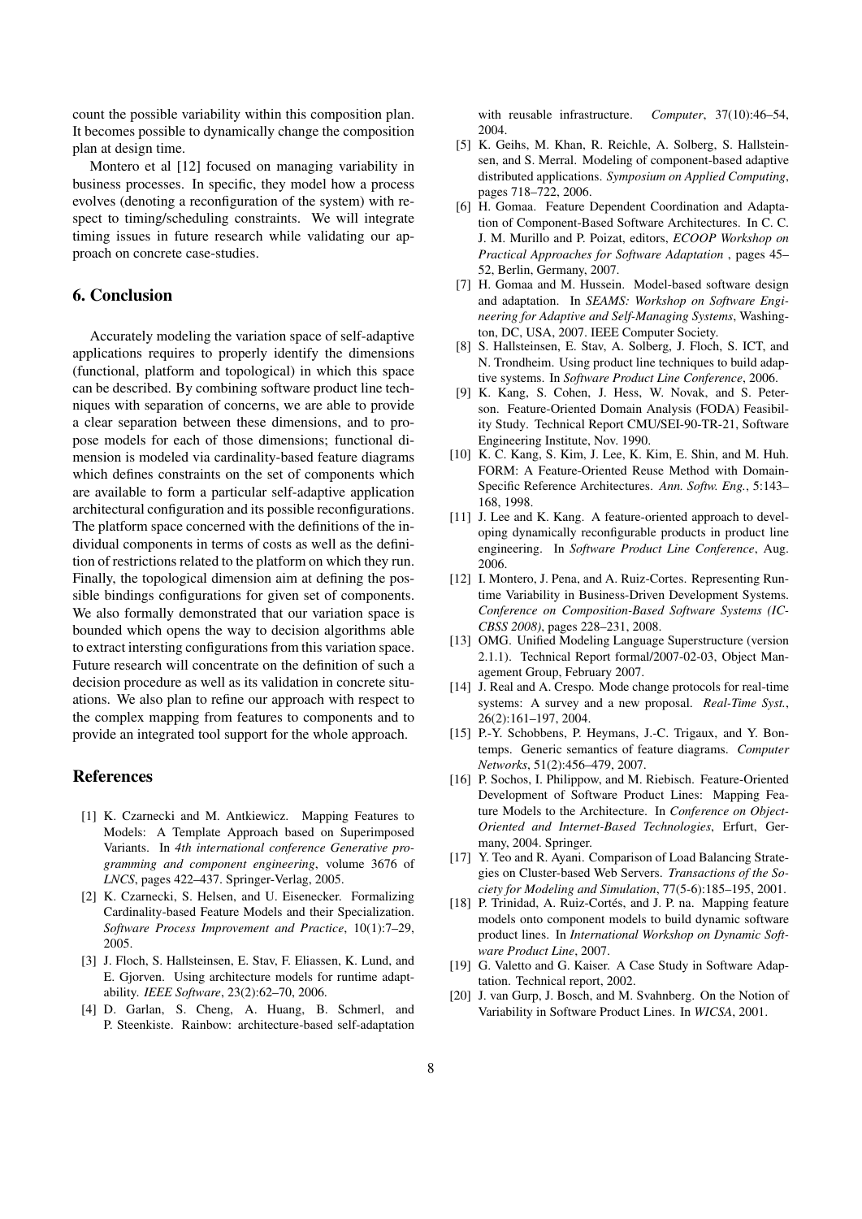count the possible variability within this composition plan. It becomes possible to dynamically change the composition plan at design time.

Montero et al [12] focused on managing variability in business processes. In specific, they model how a process evolves (denoting a reconfiguration of the system) with respect to timing/scheduling constraints. We will integrate timing issues in future research while validating our approach on concrete case-studies.

## 6. Conclusion

Accurately modeling the variation space of self-adaptive applications requires to properly identify the dimensions (functional, platform and topological) in which this space can be described. By combining software product line techniques with separation of concerns, we are able to provide a clear separation between these dimensions, and to propose models for each of those dimensions; functional dimension is modeled via cardinality-based feature diagrams which defines constraints on the set of components which are available to form a particular self-adaptive application architectural configuration and its possible reconfigurations. The platform space concerned with the definitions of the individual components in terms of costs as well as the definition of restrictions related to the platform on which they run. Finally, the topological dimension aim at defining the possible bindings configurations for given set of components. We also formally demonstrated that our variation space is bounded which opens the way to decision algorithms able to extract intersting configurations from this variation space. Future research will concentrate on the definition of such a decision procedure as well as its validation in concrete situations. We also plan to refine our approach with respect to the complex mapping from features to components and to provide an integrated tool support for the whole approach.

## References

[1] K. Czarnecki and M. Antkiewicz. Mapping Features to Models: A Template Approach based on Superimposed Variants. In *4th international conference Generative programming and component engineering*, volume 3676 of *LNCS*, pages 422–437. Springer-Verlag, 2005.

[2] K. Czarnecki, S. Helsen, and U. Eisenecker. Formalizing Cardinality-based Feature Models and their Specialization. *Software Process Improvement and Practice*, 10(1):7–29, 2005.

[3] J. Floch, S. Hallsteinsen, E. Stav, F. Eliassen, K. Lund, and E. Gjorven. Using architecture models for runtime adaptability. *IEEE Software*, 23(2):62–70, 2006.

[4] D. Garlan, S. Cheng, A. Huang, B. Schmerl, and P. Steenkiste. Rainbow: architecture-based self-adaptation with reusable infrastructure. *Computer*, 37(10):46–54, 2004.

[5] K. Geihs, M. Khan, R. Reichle, A. Solberg, S. Hallsteinsen, and S. Merral. Modeling of component-based adaptive distributed applications. *Symposium on Applied Computing*, pages 718–722, 2006.

[6] H. Gomaa. Feature Dependent Coordination and Adaptation of Component-Based Software Architectures. In C. C. J. M. Murillo and P. Poizat, editors, *ECOOP Workshop on Practical Approaches for Software Adaptation* , pages 45–52, Berlin, Germany, 2007.

[7] H. Gomaa and M. Hussein. Model-based software design and adaptation. In *SEAMS: Workshop on Software Engineering for Adaptive and Self-Managing Systems*, Washington, DC, USA, 2007. IEEE Computer Society.

[8] S. Hallsteinsen, E. Stav, A. Solberg, J. Floch, S. ICT, and N. Trondheim. Using product line techniques to build adaptive systems. In *Software Product Line Conference*, 2006.

[9] K. Kang, S. Cohen, J. Hess, W. Novak, and S. Peterson. Feature-Oriented Domain Analysis (FODA) Feasibility Study. Technical Report CMU/SEI-90-TR-21, Software Engineering Institute, Nov. 1990.

[10] K. C. Kang, S. Kim, J. Lee, K. Kim, E. Shin, and M. Huh. FORM: A Feature-Oriented Reuse Method with Domain-Specific Reference Architectures. *Ann. Softw. Eng.*, 5:143–168, 1998.

[11] J. Lee and K. Kang. A feature-oriented approach to developing dynamically reconfigurable products in product line engineering. In *Software Product Line Conference*, Aug. 2006.

[12] I. Montero, J. Pena, and A. Ruiz-Cortes. Representing Runtime Variability in Business-Driven Development Systems. *Conference on Composition-Based Software Systems (ICCBSS 2008)*, pages 228–231, 2008.

[13] OMG. Unified Modeling Language Superstructure (version 2.1.1). Technical Report formal/2007-02-03, Object Management Group, February 2007.

[14] J. Real and A. Crespo. Mode change protocols for real-time systems: A survey and a new proposal. *Real-Time Syst.*, 26(2):161–197, 2004.

[15] P.-Y. Schobbens, P. Heymans, J.-C. Trigaux, and Y. Bontemps. Generic semantics of feature diagrams. *Computer Networks*, 51(2):456–479, 2007.

[16] P. Sochos, I. Philippow, and M. Riebisch. Feature-Oriented Development of Software Product Lines: Mapping Feature Models to the Architecture. In *Conference on Object-Oriented and Internet-Based Technologies*, Erfurt, Germany, 2004. Springer.

[17] Y. Teo and R. Ayani. Comparison of Load Balancing Strategies on Cluster-based Web Servers. *Transactions of the Society for Modeling and Simulation*, 77(5-6):185–195, 2001.

[18] P. Trinidad, A. Ruiz-Cortés, and J. P. na. Mapping feature models onto component models to build dynamic software product lines. In *International Workshop on Dynamic Software Product Line*, 2007.

[19] G. Valetto and G. Kaiser. A Case Study in Software Adaptation. Technical report, 2002.

[20] J. van Gurp, J. Bosch, and M. Svahnberg. On the Notion of Variability in Software Product Lines. In *WICSA*, 2001.